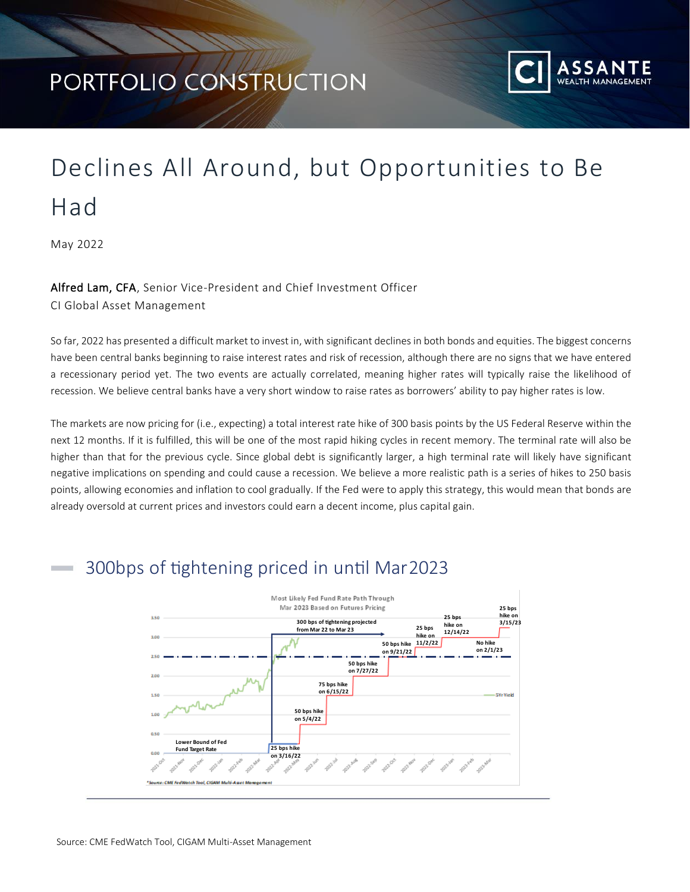PORTFOLIO CONSTRUCTION

# Declines All Around, but Opportunities to Be Had

May 2022

**Alfred Lam, CFA**, Senior Vice-President and Chief Investment Officer
CI Global Asset Management

So far, 2022 has presented a difficult market to invest in, with significant declines in both bonds and equities. The biggest concerns have been central banks beginning to raise interest rates and risk of recession, although there are no signs that we have entered a recessionary period yet. The two events are actually correlated, meaning higher rates will typically raise the likelihood of recession. We believe central banks have a very short window to raise rates as borrowers' ability to pay higher rates is low.

The markets are now pricing for (i.e., expecting) a total interest rate hike of 300 basis points by the US Federal Reserve within the next 12 months. If it is fulfilled, this will be one of the most rapid hiking cycles in recent memory. The terminal rate will also be higher than that for the previous cycle. Since global debt is significantly larger, a high terminal rate will likely have significant negative implications on spending and could cause a recession. We believe a more realistic path is a series of hikes to 250 basis points, allowing economies and inflation to cool gradually. If the Fed were to apply this strategy, this would mean that bonds are already oversold at current prices and investors could earn a decent income, plus capital gain.

## 300bps of tightening priced in until Mar 2023

Most Likely Fed Fund Rate Path Through Mar 2023 Based on Futures Pricing

Source: CME FedWatch Tool, CIGAM Multi-Asset Management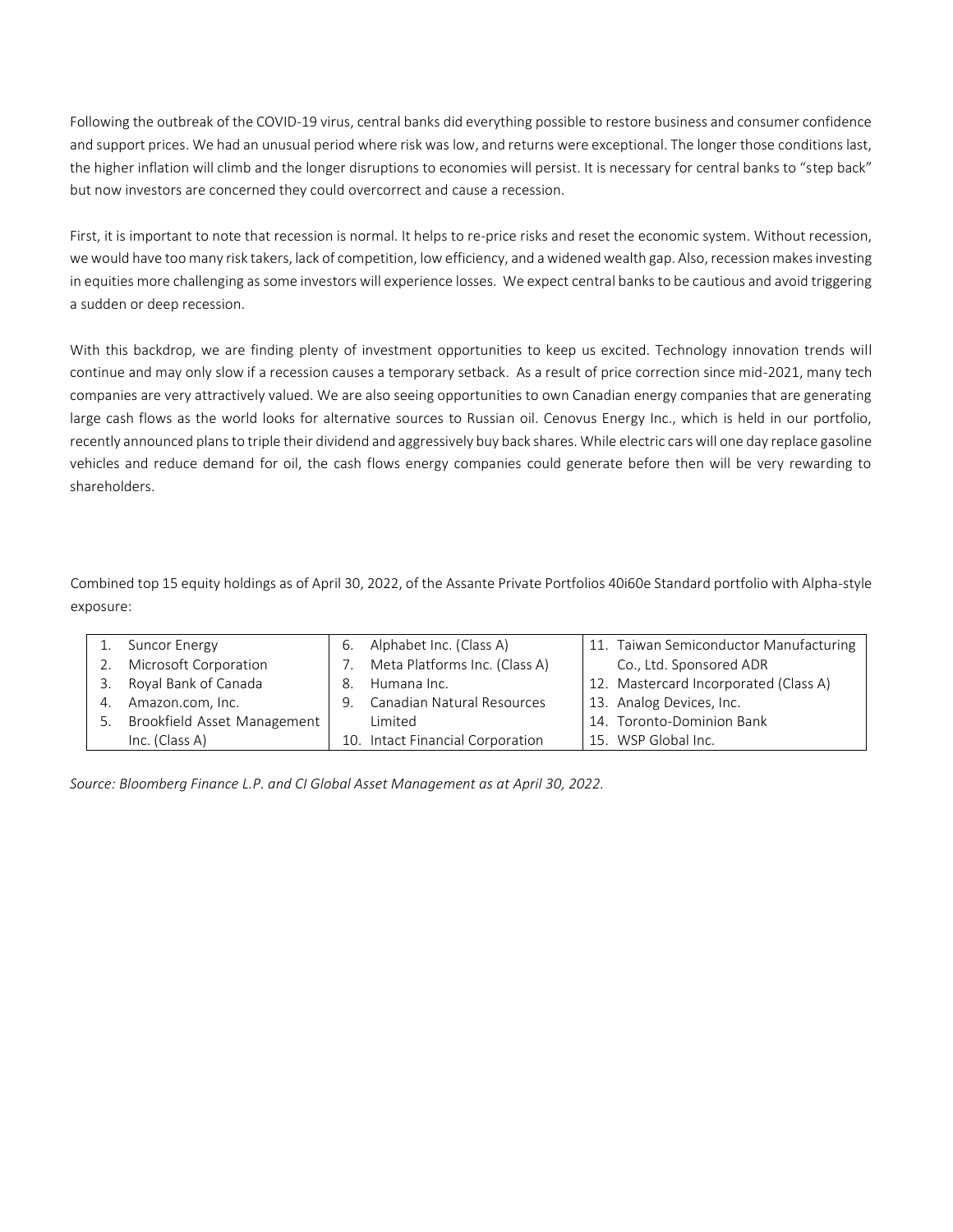Following the outbreak of the COVID-19 virus, central banks did everything possible to restore business and consumer confidence and support prices. We had an unusual period where risk was low, and returns were exceptional. The longer those conditions last, the higher inflation will climb and the longer disruptions to economies will persist. It is necessary for central banks to "step back" but now investors are concerned they could overcorrect and cause a recession.

First, it is important to note that recession is normal. It helps to re-price risks and reset the economic system. Without recession, we would have too many risk takers, lack of competition, low efficiency, and a widened wealth gap. Also, recession makes investing in equities more challenging as some investors will experience losses. We expect central banks to be cautious and avoid triggering a sudden or deep recession.

With this backdrop, we are finding plenty of investment opportunities to keep us excited. Technology innovation trends will continue and may only slow if a recession causes a temporary setback. As a result of price correction since mid-2021, many tech companies are very attractively valued. We are also seeing opportunities to own Canadian energy companies that are generating large cash flows as the world looks for alternative sources to Russian oil. Cenovus Energy Inc., which is held in our portfolio, recently announced plans to triple their dividend and aggressively buy back shares. While electric cars will one day replace gasoline vehicles and reduce demand for oil, the cash flows energy companies could generate before then will be very rewarding to shareholders.

Combined top 15 equity holdings as of April 30, 2022, of the Assante Private Portfolios 40i60e Standard portfolio with Alpha-style exposure:

| | | |
|---|---|---|
| 1. Suncor Energy | 6. Alphabet Inc. (Class A) | 11. Taiwan Semiconductor Manufacturing Co., Ltd. Sponsored ADR |
| 2. Microsoft Corporation | 7. Meta Platforms Inc. (Class A) | 12. Mastercard Incorporated (Class A) |
| 3. Royal Bank of Canada | 8. Humana Inc. | 13. Analog Devices, Inc. |
| 4. Amazon.com, Inc. | 9. Canadian Natural Resources Limited | 14. Toronto-Dominion Bank |
| 5. Brookfield Asset Management Inc. (Class A) | 10. Intact Financial Corporation | 15. WSP Global Inc. |

*Source: Bloomberg Finance L.P. and CI Global Asset Management as at April 30, 2022.*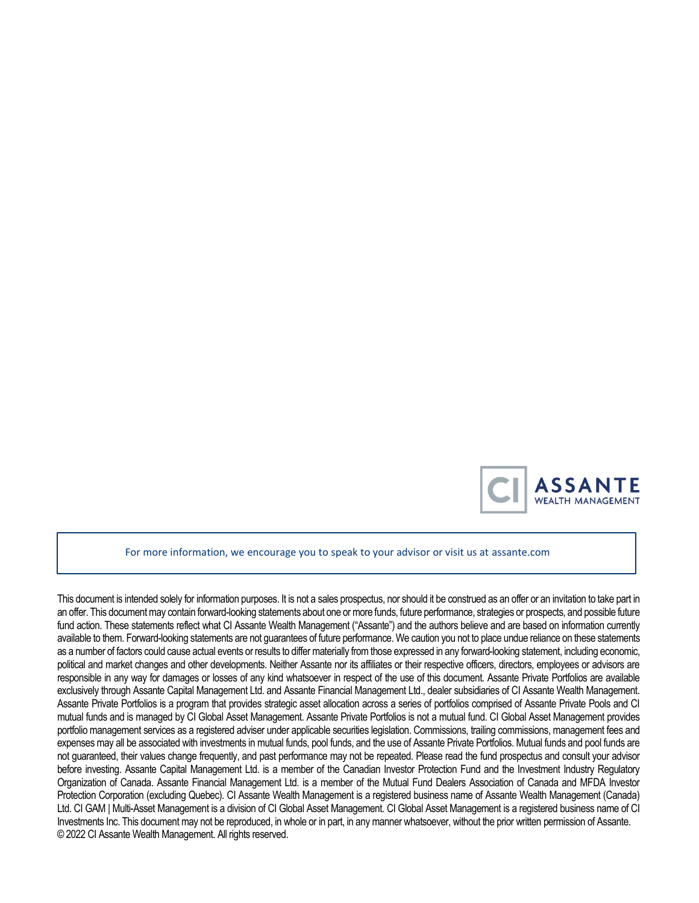CI ASSANTE WEALTH MANAGEMENT

For more information, we encourage you to speak to your advisor or visit us at assante.com

This document is intended solely for information purposes. It is not a sales prospectus, nor should it be construed as an offer or an invitation to take part in an offer. This document may contain forward-looking statements about one or more funds, future performance, strategies or prospects, and possible future fund action. These statements reflect what CI Assante Wealth Management ("Assante") and the authors believe and are based on information currently available to them. Forward-looking statements are not guarantees of future performance. We caution you not to place undue reliance on these statements as a number of factors could cause actual events or results to differ materially from those expressed in any forward-looking statement, including economic, political and market changes and other developments. Neither Assante nor its affiliates or their respective officers, directors, employees or advisors are responsible in any way for damages or losses of any kind whatsoever in respect of the use of this document. Assante Private Portfolios are available exclusively through Assante Capital Management Ltd. and Assante Financial Management Ltd., dealer subsidiaries of CI Assante Wealth Management. Assante Private Portfolios is a program that provides strategic asset allocation across a series of portfolios comprised of Assante Private Pools and CI mutual funds and is managed by CI Global Asset Management. Assante Private Portfolios is not a mutual fund. CI Global Asset Management provides portfolio management services as a registered adviser under applicable securities legislation. Commissions, trailing commissions, management fees and expenses may all be associated with investments in mutual funds, pool funds, and the use of Assante Private Portfolios. Mutual funds and pool funds are not guaranteed, their values change frequently, and past performance may not be repeated. Please read the fund prospectus and consult your advisor before investing. Assante Capital Management Ltd. is a member of the Canadian Investor Protection Fund and the Investment Industry Regulatory Organization of Canada. Assante Financial Management Ltd. is a member of the Mutual Fund Dealers Association of Canada and MFDA Investor Protection Corporation (excluding Quebec). CI Assante Wealth Management is a registered business name of Assante Wealth Management (Canada) Ltd. CI GAM | Multi-Asset Management is a division of CI Global Asset Management. CI Global Asset Management is a registered business name of CI Investments Inc. This document may not be reproduced, in whole or in part, in any manner whatsoever, without the prior written permission of Assante.
© 2022 CI Assante Wealth Management. All rights reserved.